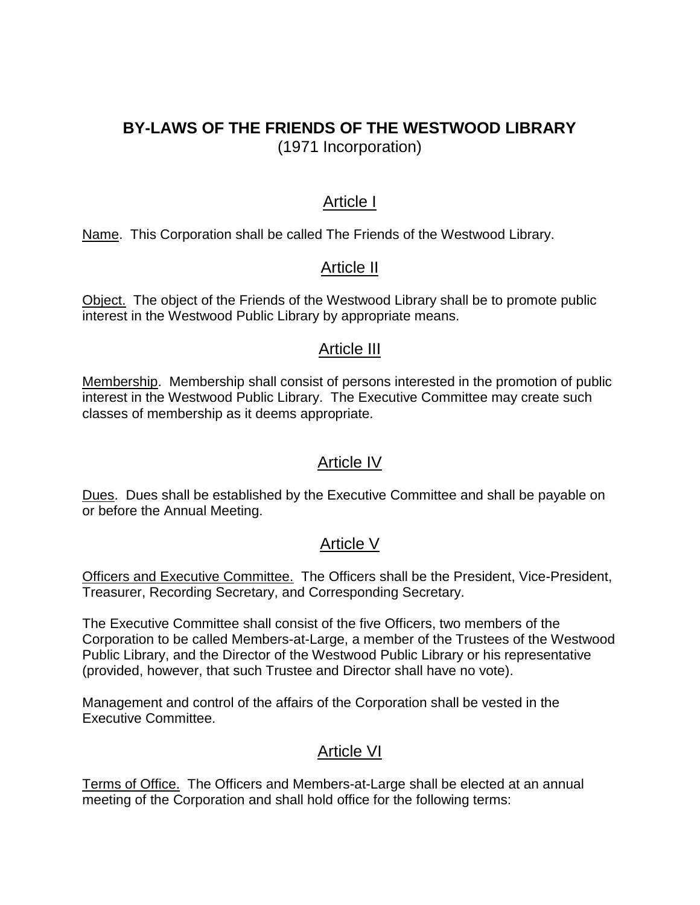# BY-LAWS OF THE FRIENDS OF THE WESTWOOD LIBRARY

(1971 Incorporation)

## Article I

Name. This Corporation shall be called The Friends of the Westwood Library.

## Article II

Object. The object of the Friends of the Westwood Library shall be to promote public interest in the Westwood Public Library by appropriate means.

## Article III

Membership. Membership shall consist of persons interested in the promotion of public interest in the Westwood Public Library. The Executive Committee may create such classes of membership as it deems appropriate.

## Article IV

Dues. Dues shall be established by the Executive Committee and shall be payable on or before the Annual Meeting.

## Article V

Officers and Executive Committee. The Officers shall be the President, Vice-President, Treasurer, Recording Secretary, and Corresponding Secretary.

The Executive Committee shall consist of the five Officers, two members of the Corporation to be called Members-at-Large, a member of the Trustees of the Westwood Public Library, and the Director of the Westwood Public Library or his representative (provided, however, that such Trustee and Director shall have no vote).

Management and control of the affairs of the Corporation shall be vested in the Executive Committee.

## Article VI

Terms of Office. The Officers and Members-at-Large shall be elected at an annual meeting of the Corporation and shall hold office for the following terms: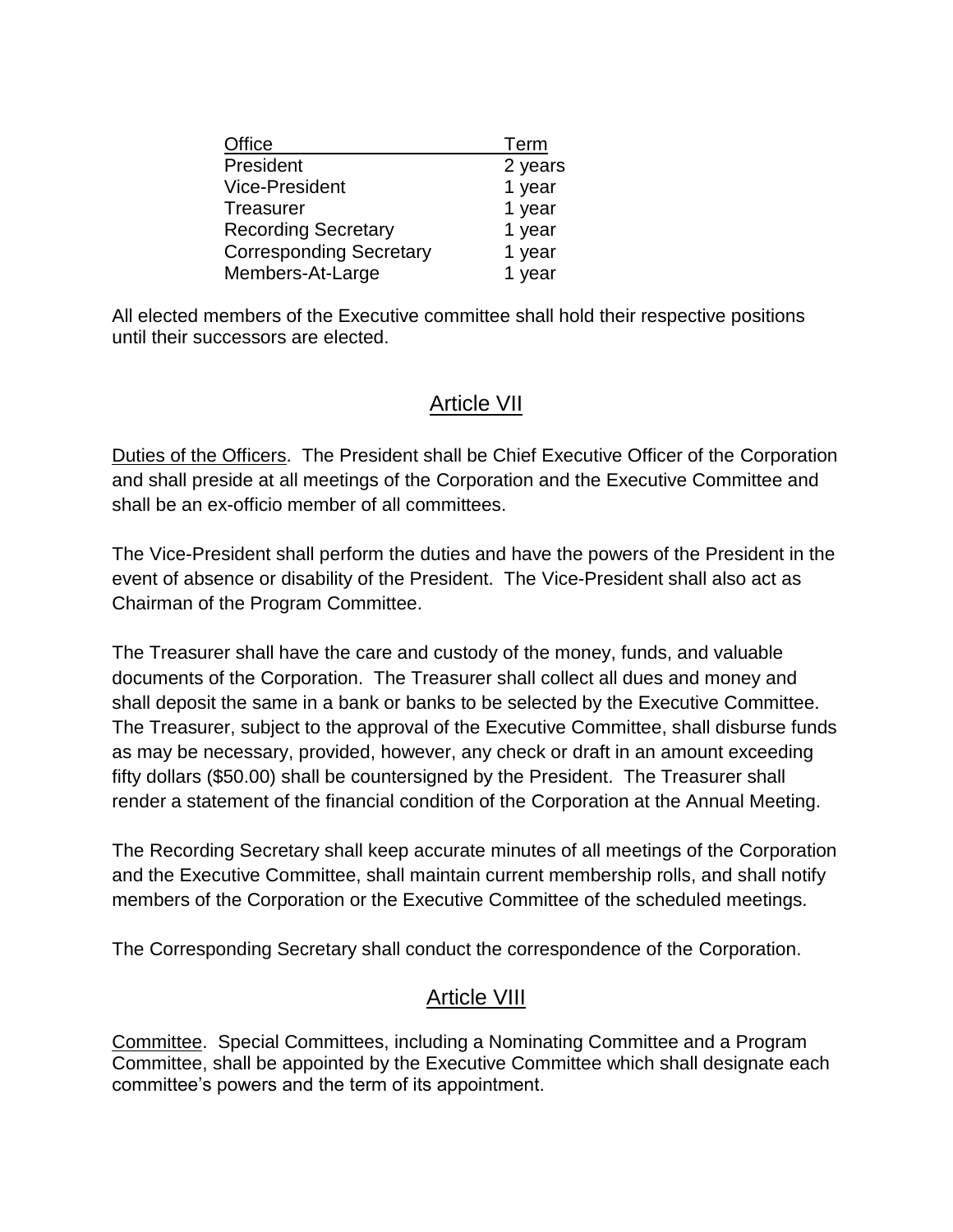| Office | Term |
| --- | --- |
| President | 2 years |
| Vice-President | 1 year |
| Treasurer | 1 year |
| Recording Secretary | 1 year |
| Corresponding Secretary | 1 year |
| Members-At-Large | 1 year |

All elected members of the Executive committee shall hold their respective positions until their successors are elected.

## Article VII

Duties of the Officers. The President shall be Chief Executive Officer of the Corporation and shall preside at all meetings of the Corporation and the Executive Committee and shall be an ex-officio member of all committees.

The Vice-President shall perform the duties and have the powers of the President in the event of absence or disability of the President. The Vice-President shall also act as Chairman of the Program Committee.

The Treasurer shall have the care and custody of the money, funds, and valuable documents of the Corporation. The Treasurer shall collect all dues and money and shall deposit the same in a bank or banks to be selected by the Executive Committee. The Treasurer, subject to the approval of the Executive Committee, shall disburse funds as may be necessary, provided, however, any check or draft in an amount exceeding fifty dollars ($50.00) shall be countersigned by the President. The Treasurer shall render a statement of the financial condition of the Corporation at the Annual Meeting.

The Recording Secretary shall keep accurate minutes of all meetings of the Corporation and the Executive Committee, shall maintain current membership rolls, and shall notify members of the Corporation or the Executive Committee of the scheduled meetings.

The Corresponding Secretary shall conduct the correspondence of the Corporation.

## Article VIII

Committee. Special Committees, including a Nominating Committee and a Program Committee, shall be appointed by the Executive Committee which shall designate each committee's powers and the term of its appointment.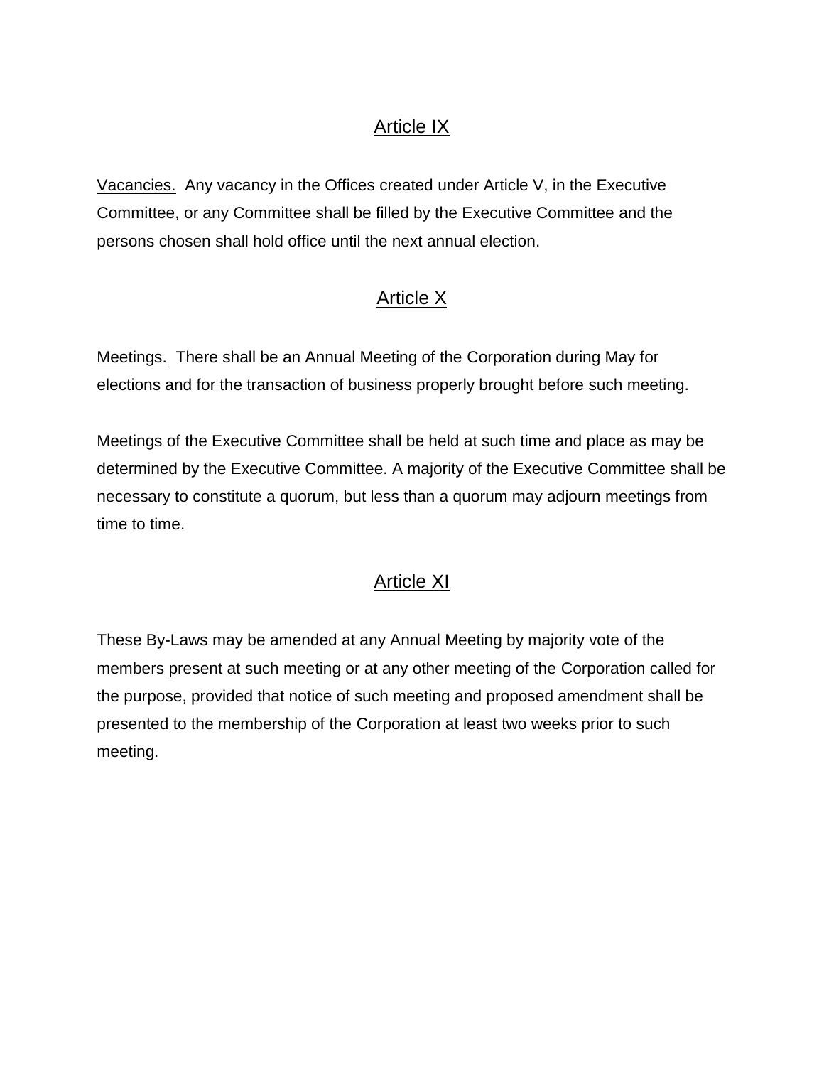## Article IX

Vacancies. Any vacancy in the Offices created under Article V, in the Executive Committee, or any Committee shall be filled by the Executive Committee and the persons chosen shall hold office until the next annual election.

## Article X

Meetings. There shall be an Annual Meeting of the Corporation during May for elections and for the transaction of business properly brought before such meeting.

Meetings of the Executive Committee shall be held at such time and place as may be determined by the Executive Committee. A majority of the Executive Committee shall be necessary to constitute a quorum, but less than a quorum may adjourn meetings from time to time.

## Article XI

These By-Laws may be amended at any Annual Meeting by majority vote of the members present at such meeting or at any other meeting of the Corporation called for the purpose, provided that notice of such meeting and proposed amendment shall be presented to the membership of the Corporation at least two weeks prior to such meeting.